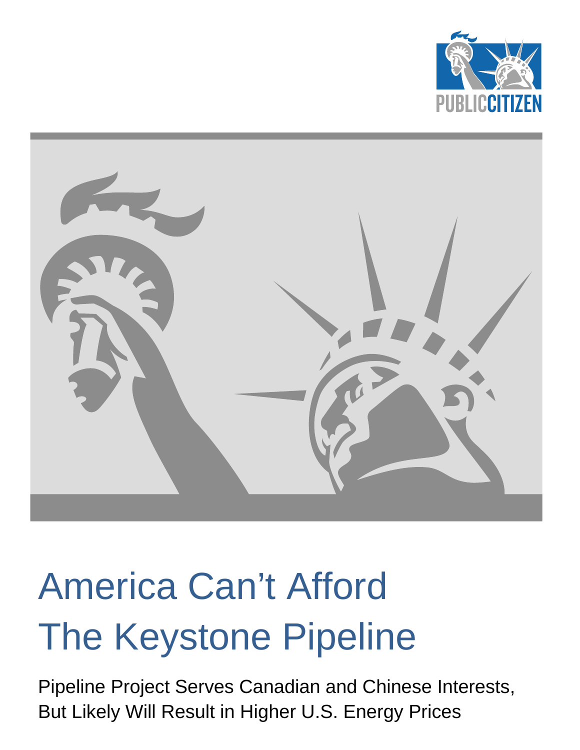PUBLIC CITIZEN

# America Can't Afford The Keystone Pipeline

Pipeline Project Serves Canadian and Chinese Interests, But Likely Will Result in Higher U.S. Energy Prices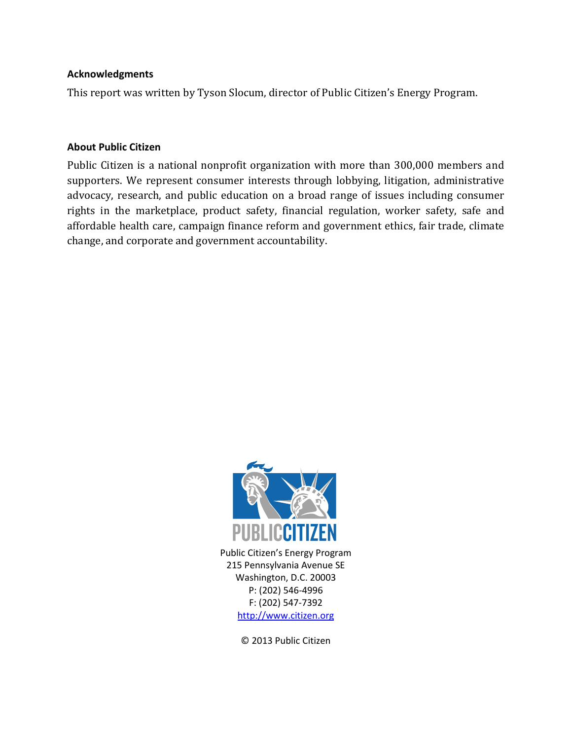**Acknowledgments**

This report was written by Tyson Slocum, director of Public Citizen's Energy Program.

**About Public Citizen**

Public Citizen is a national nonprofit organization with more than 300,000 members and supporters. We represent consumer interests through lobbying, litigation, administrative advocacy, research, and public education on a broad range of issues including consumer rights in the marketplace, product safety, financial regulation, worker safety, safe and affordable health care, campaign finance reform and government ethics, fair trade, climate change, and corporate and government accountability.

PUBLIC CITIZEN

Public Citizen's Energy Program
215 Pennsylvania Avenue SE
Washington, D.C. 20003
P: (202) 546-4996
F: (202) 547-7392
http://www.citizen.org

© 2013 Public Citizen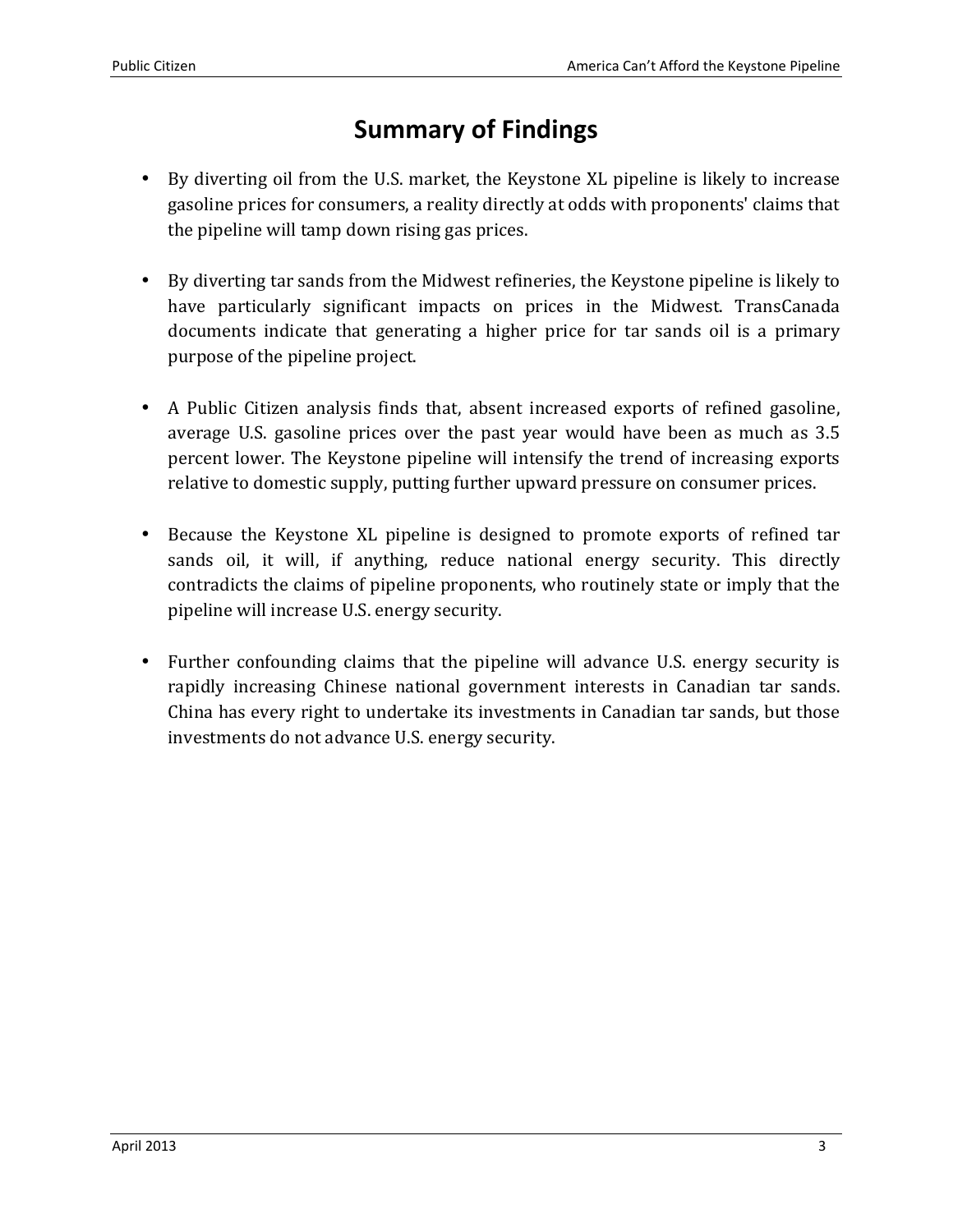# Summary of Findings

- By diverting oil from the U.S. market, the Keystone XL pipeline is likely to increase gasoline prices for consumers, a reality directly at odds with proponents' claims that the pipeline will tamp down rising gas prices.

- By diverting tar sands from the Midwest refineries, the Keystone pipeline is likely to have particularly significant impacts on prices in the Midwest. TransCanada documents indicate that generating a higher price for tar sands oil is a primary purpose of the pipeline project.

- A Public Citizen analysis finds that, absent increased exports of refined gasoline, average U.S. gasoline prices over the past year would have been as much as 3.5 percent lower. The Keystone pipeline will intensify the trend of increasing exports relative to domestic supply, putting further upward pressure on consumer prices.

- Because the Keystone XL pipeline is designed to promote exports of refined tar sands oil, it will, if anything, reduce national energy security. This directly contradicts the claims of pipeline proponents, who routinely state or imply that the pipeline will increase U.S. energy security.

- Further confounding claims that the pipeline will advance U.S. energy security is rapidly increasing Chinese national government interests in Canadian tar sands. China has every right to undertake its investments in Canadian tar sands, but those investments do not advance U.S. energy security.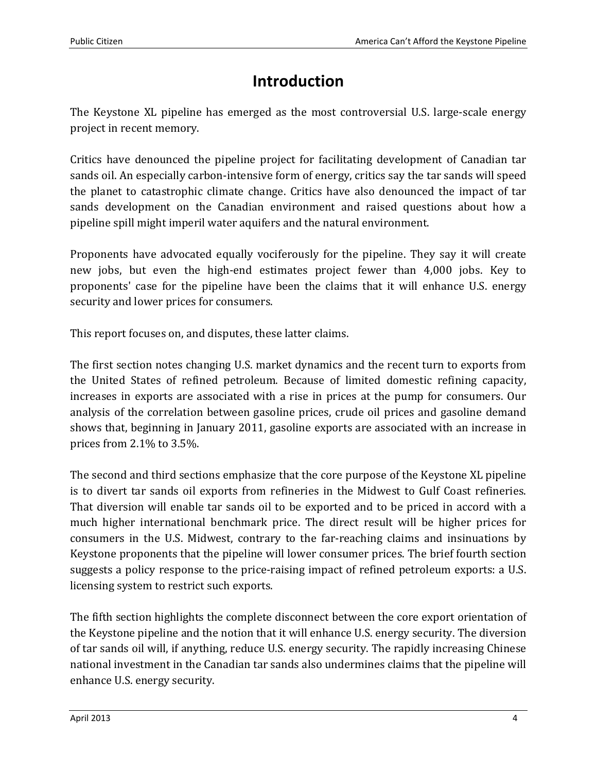# Introduction

The Keystone XL pipeline has emerged as the most controversial U.S. large-scale energy project in recent memory.

Critics have denounced the pipeline project for facilitating development of Canadian tar sands oil. An especially carbon-intensive form of energy, critics say the tar sands will speed the planet to catastrophic climate change. Critics have also denounced the impact of tar sands development on the Canadian environment and raised questions about how a pipeline spill might imperil water aquifers and the natural environment.

Proponents have advocated equally vociferously for the pipeline. They say it will create new jobs, but even the high-end estimates project fewer than 4,000 jobs. Key to proponents' case for the pipeline have been the claims that it will enhance U.S. energy security and lower prices for consumers.

This report focuses on, and disputes, these latter claims.

The first section notes changing U.S. market dynamics and the recent turn to exports from the United States of refined petroleum. Because of limited domestic refining capacity, increases in exports are associated with a rise in prices at the pump for consumers. Our analysis of the correlation between gasoline prices, crude oil prices and gasoline demand shows that, beginning in January 2011, gasoline exports are associated with an increase in prices from 2.1% to 3.5%.

The second and third sections emphasize that the core purpose of the Keystone XL pipeline is to divert tar sands oil exports from refineries in the Midwest to Gulf Coast refineries. That diversion will enable tar sands oil to be exported and to be priced in accord with a much higher international benchmark price. The direct result will be higher prices for consumers in the U.S. Midwest, contrary to the far-reaching claims and insinuations by Keystone proponents that the pipeline will lower consumer prices. The brief fourth section suggests a policy response to the price-raising impact of refined petroleum exports: a U.S. licensing system to restrict such exports.

The fifth section highlights the complete disconnect between the core export orientation of the Keystone pipeline and the notion that it will enhance U.S. energy security. The diversion of tar sands oil will, if anything, reduce U.S. energy security. The rapidly increasing Chinese national investment in the Canadian tar sands also undermines claims that the pipeline will enhance U.S. energy security.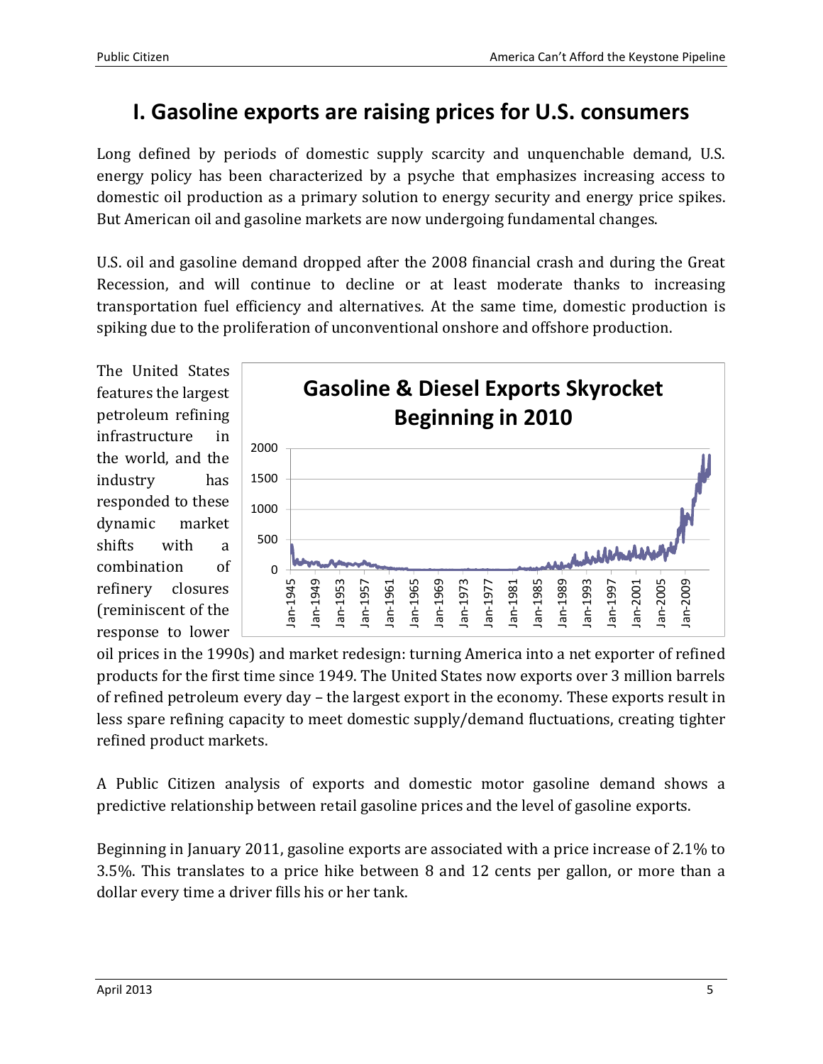# I. Gasoline exports are raising prices for U.S. consumers

Long defined by periods of domestic supply scarcity and unquenchable demand, U.S. energy policy has been characterized by a psyche that emphasizes increasing access to domestic oil production as a primary solution to energy security and energy price spikes. But American oil and gasoline markets are now undergoing fundamental changes.

U.S. oil and gasoline demand dropped after the 2008 financial crash and during the Great Recession, and will continue to decline or at least moderate thanks to increasing transportation fuel efficiency and alternatives. At the same time, domestic production is spiking due to the proliferation of unconventional onshore and offshore production.

The United States features the largest petroleum refining infrastructure in the world, and the industry has responded to these dynamic market shifts with a combination of refinery closures (reminiscent of the response to lower oil prices in the 1990s) and market redesign: turning America into a net exporter of refined products for the first time since 1949. The United States now exports over 3 million barrels of refined petroleum every day – the largest export in the economy. These exports result in less spare refining capacity to meet domestic supply/demand fluctuations, creating tighter refined product markets.

**Gasoline & Diesel Exports Skyrocket Beginning in 2010**

A Public Citizen analysis of exports and domestic motor gasoline demand shows a predictive relationship between retail gasoline prices and the level of gasoline exports.

Beginning in January 2011, gasoline exports are associated with a price increase of 2.1% to 3.5%. This translates to a price hike between 8 and 12 cents per gallon, or more than a dollar every time a driver fills his or her tank.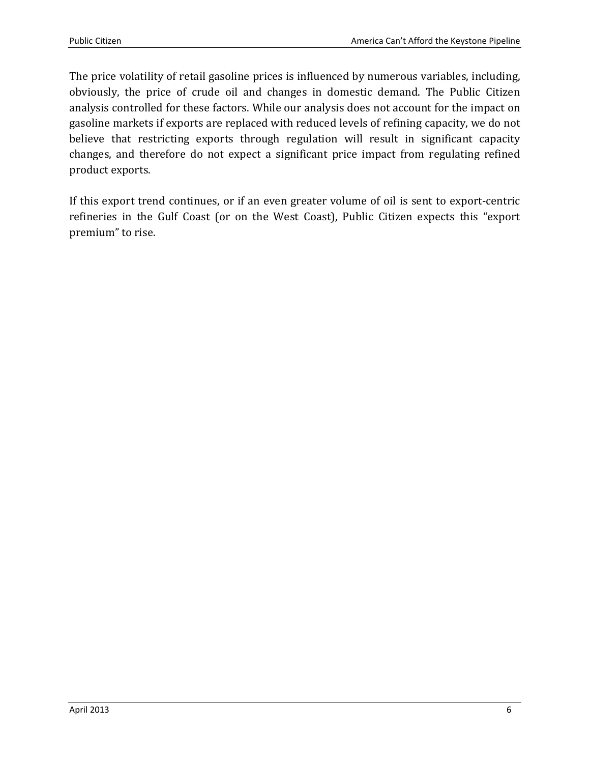The price volatility of retail gasoline prices is influenced by numerous variables, including, obviously, the price of crude oil and changes in domestic demand. The Public Citizen analysis controlled for these factors. While our analysis does not account for the impact on gasoline markets if exports are replaced with reduced levels of refining capacity, we do not believe that restricting exports through regulation will result in significant capacity changes, and therefore do not expect a significant price impact from regulating refined product exports.

If this export trend continues, or if an even greater volume of oil is sent to export-centric refineries in the Gulf Coast (or on the West Coast), Public Citizen expects this "export premium" to rise.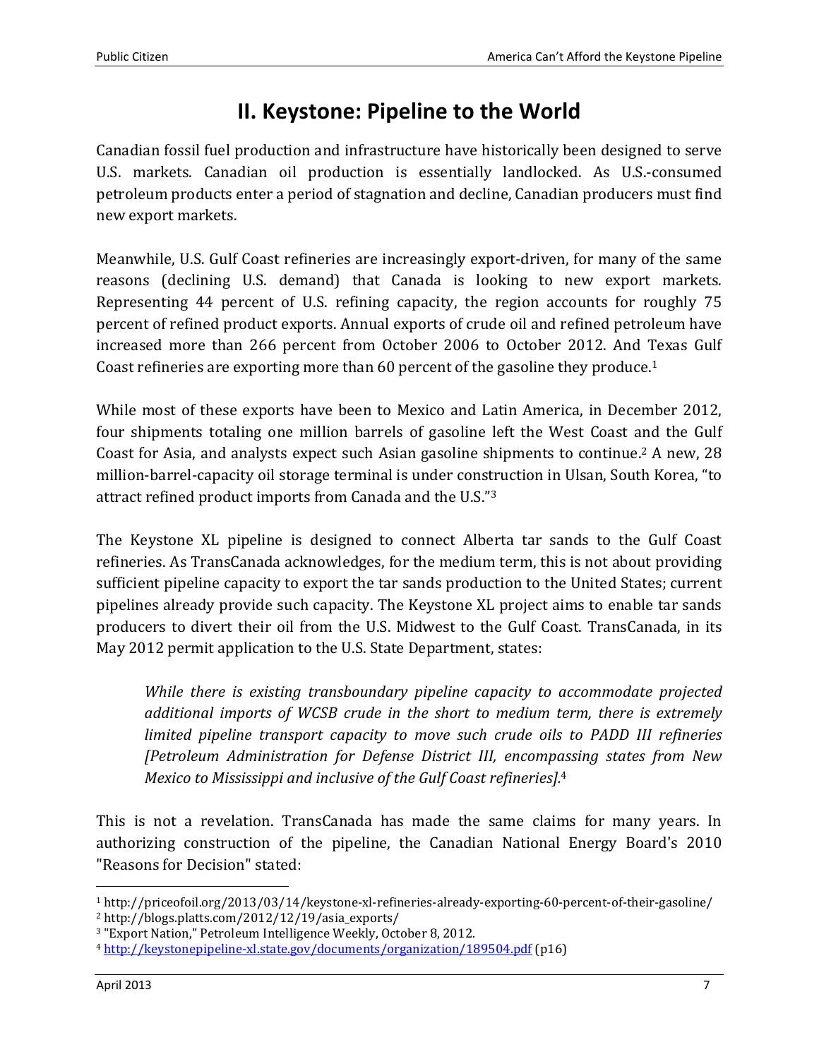# II. Keystone: Pipeline to the World

Canadian fossil fuel production and infrastructure have historically been designed to serve U.S. markets. Canadian oil production is essentially landlocked. As U.S.-consumed petroleum products enter a period of stagnation and decline, Canadian producers must find new export markets.

Meanwhile, U.S. Gulf Coast refineries are increasingly export-driven, for many of the same reasons (declining U.S. demand) that Canada is looking to new export markets. Representing 44 percent of U.S. refining capacity, the region accounts for roughly 75 percent of refined product exports. Annual exports of crude oil and refined petroleum have increased more than 266 percent from October 2006 to October 2012. And Texas Gulf Coast refineries are exporting more than 60 percent of the gasoline they produce.[1]

While most of these exports have been to Mexico and Latin America, in December 2012, four shipments totaling one million barrels of gasoline left the West Coast and the Gulf Coast for Asia, and analysts expect such Asian gasoline shipments to continue.[2] A new, 28 million-barrel-capacity oil storage terminal is under construction in Ulsan, South Korea, "to attract refined product imports from Canada and the U.S."[3]

The Keystone XL pipeline is designed to connect Alberta tar sands to the Gulf Coast refineries. As TransCanada acknowledges, for the medium term, this is not about providing sufficient pipeline capacity to export the tar sands production to the United States; current pipelines already provide such capacity. The Keystone XL project aims to enable tar sands producers to divert their oil from the U.S. Midwest to the Gulf Coast. TransCanada, in its May 2012 permit application to the U.S. State Department, states:

> *While there is existing transboundary pipeline capacity to accommodate projected additional imports of WCSB crude in the short to medium term, there is extremely limited pipeline transport capacity to move such crude oils to PADD III refineries [Petroleum Administration for Defense District III, encompassing states from New Mexico to Mississippi and inclusive of the Gulf Coast refineries].*[4]

This is not a revelation. TransCanada has made the same claims for many years. In authorizing construction of the pipeline, the Canadian National Energy Board's 2010 "Reasons for Decision" stated:

---

[1] http://priceofoil.org/2013/03/14/keystone-xl-refineries-already-exporting-60-percent-of-their-gasoline/

[2] http://blogs.platts.com/2012/12/19/asia_exports/

[3] "Export Nation," Petroleum Intelligence Weekly, October 8, 2012.

[4] http://keystonepipeline-xl.state.gov/documents/organization/189504.pdf (p16)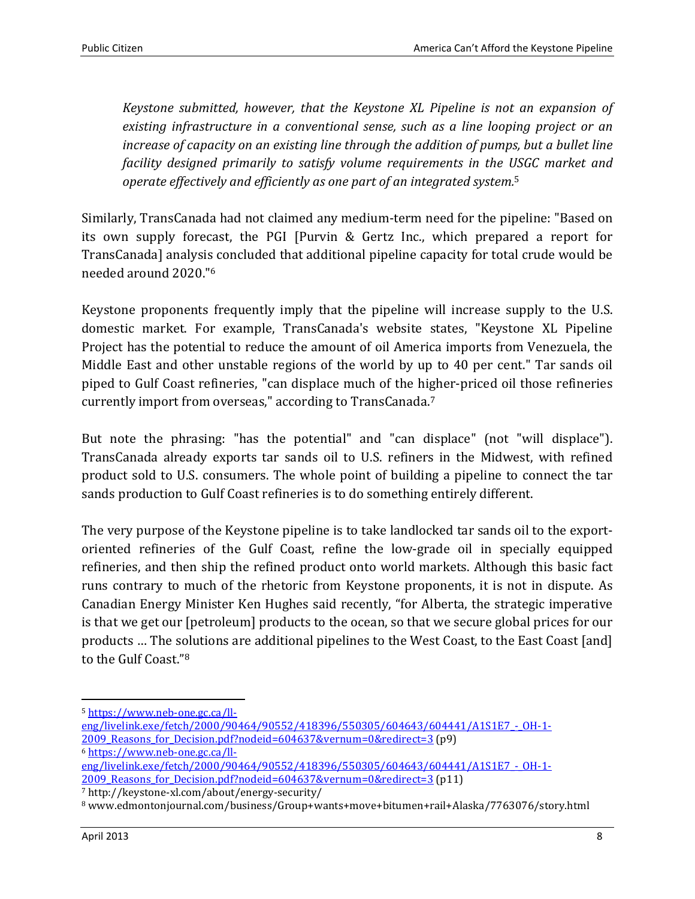*Keystone submitted, however, that the Keystone XL Pipeline is not an expansion of existing infrastructure in a conventional sense, such as a line looping project or an increase of capacity on an existing line through the addition of pumps, but a bullet line facility designed primarily to satisfy volume requirements in the USGC market and operate effectively and efficiently as one part of an integrated system.*[5]

Similarly, TransCanada had not claimed any medium-term need for the pipeline: "Based on its own supply forecast, the PGI [Purvin & Gertz Inc., which prepared a report for TransCanada] analysis concluded that additional pipeline capacity for total crude would be needed around 2020."[6]

Keystone proponents frequently imply that the pipeline will increase supply to the U.S. domestic market. For example, TransCanada's website states, "Keystone XL Pipeline Project has the potential to reduce the amount of oil America imports from Venezuela, the Middle East and other unstable regions of the world by up to 40 per cent." Tar sands oil piped to Gulf Coast refineries, "can displace much of the higher-priced oil those refineries currently import from overseas," according to TransCanada.[7]

But note the phrasing: "has the potential" and "can displace" (not "will displace"). TransCanada already exports tar sands oil to U.S. refiners in the Midwest, with refined product sold to U.S. consumers. The whole point of building a pipeline to connect the tar sands production to Gulf Coast refineries is to do something entirely different.

The very purpose of the Keystone pipeline is to take landlocked tar sands oil to the export-oriented refineries of the Gulf Coast, refine the low-grade oil in specially equipped refineries, and then ship the refined product onto world markets. Although this basic fact runs contrary to much of the rhetoric from Keystone proponents, it is not in dispute. As Canadian Energy Minister Ken Hughes said recently, "for Alberta, the strategic imperative is that we get our [petroleum] products to the ocean, so that we secure global prices for our products … The solutions are additional pipelines to the West Coast, to the East Coast [and] to the Gulf Coast."[8]

---

[5] https://www.neb-one.gc.ca/ll-eng/livelink.exe/fetch/2000/90464/90552/418396/550305/604643/604441/A1S1E7_-_OH-1-2009_Reasons_for_Decision.pdf?nodeid=604637&vernum=0&redirect=3 (p9)

[6] https://www.neb-one.gc.ca/ll-eng/livelink.exe/fetch/2000/90464/90552/418396/550305/604643/604441/A1S1E7_-_OH-1-2009_Reasons_for_Decision.pdf?nodeid=604637&vernum=0&redirect=3 (p11)

[7] http://keystone-xl.com/about/energy-security/

[8] www.edmontonjournal.com/business/Group+wants+move+bitumen+rail+Alaska/7763076/story.html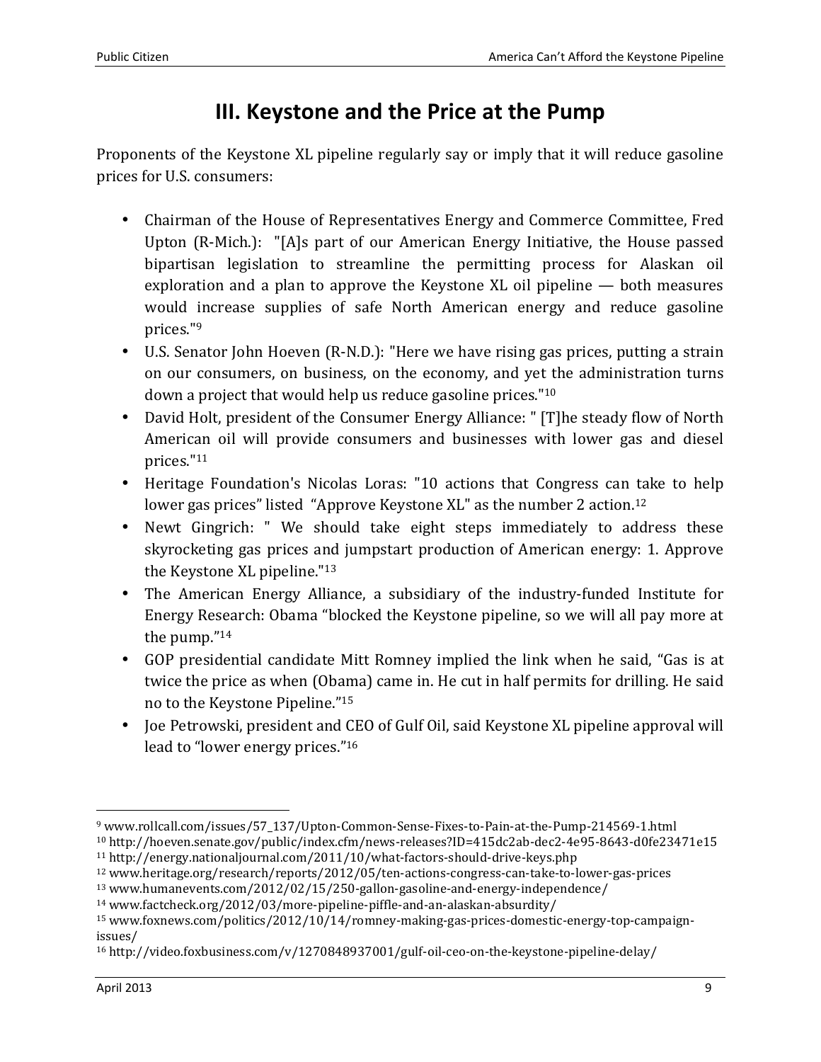# III. Keystone and the Price at the Pump

Proponents of the Keystone XL pipeline regularly say or imply that it will reduce gasoline prices for U.S. consumers:

- Chairman of the House of Representatives Energy and Commerce Committee, Fred Upton (R-Mich.): "[A]s part of our American Energy Initiative, the House passed bipartisan legislation to streamline the permitting process for Alaskan oil exploration and a plan to approve the Keystone XL oil pipeline — both measures would increase supplies of safe North American energy and reduce gasoline prices."[9]
- U.S. Senator John Hoeven (R-N.D.): "Here we have rising gas prices, putting a strain on our consumers, on business, on the economy, and yet the administration turns down a project that would help us reduce gasoline prices."[10]
- David Holt, president of the Consumer Energy Alliance: " [T]he steady flow of North American oil will provide consumers and businesses with lower gas and diesel prices."[11]
- Heritage Foundation's Nicolas Loras: "10 actions that Congress can take to help lower gas prices" listed "Approve Keystone XL" as the number 2 action.[12]
- Newt Gingrich: " We should take eight steps immediately to address these skyrocketing gas prices and jumpstart production of American energy: 1. Approve the Keystone XL pipeline."[13]
- The American Energy Alliance, a subsidiary of the industry-funded Institute for Energy Research: Obama "blocked the Keystone pipeline, so we will all pay more at the pump."[14]
- GOP presidential candidate Mitt Romney implied the link when he said, "Gas is at twice the price as when (Obama) came in. He cut in half permits for drilling. He said no to the Keystone Pipeline."[15]
- Joe Petrowski, president and CEO of Gulf Oil, said Keystone XL pipeline approval will lead to "lower energy prices."[16]

---

[9] www.rollcall.com/issues/57_137/Upton-Common-Sense-Fixes-to-Pain-at-the-Pump-214569-1.html

[10] http://hoeven.senate.gov/public/index.cfm/news-releases?ID=415dc2ab-dec2-4e95-8643-d0fe23471e15

[11] http://energy.nationaljournal.com/2011/10/what-factors-should-drive-keys.php

[12] www.heritage.org/research/reports/2012/05/ten-actions-congress-can-take-to-lower-gas-prices

[13] www.humanevents.com/2012/02/15/250-gallon-gasoline-and-energy-independence/

[14] www.factcheck.org/2012/03/more-pipeline-piffle-and-an-alaskan-absurdity/

[15] www.foxnews.com/politics/2012/10/14/romney-making-gas-prices-domestic-energy-top-campaign-issues/

[16] http://video.foxbusiness.com/v/1270848937001/gulf-oil-ceo-on-the-keystone-pipeline-delay/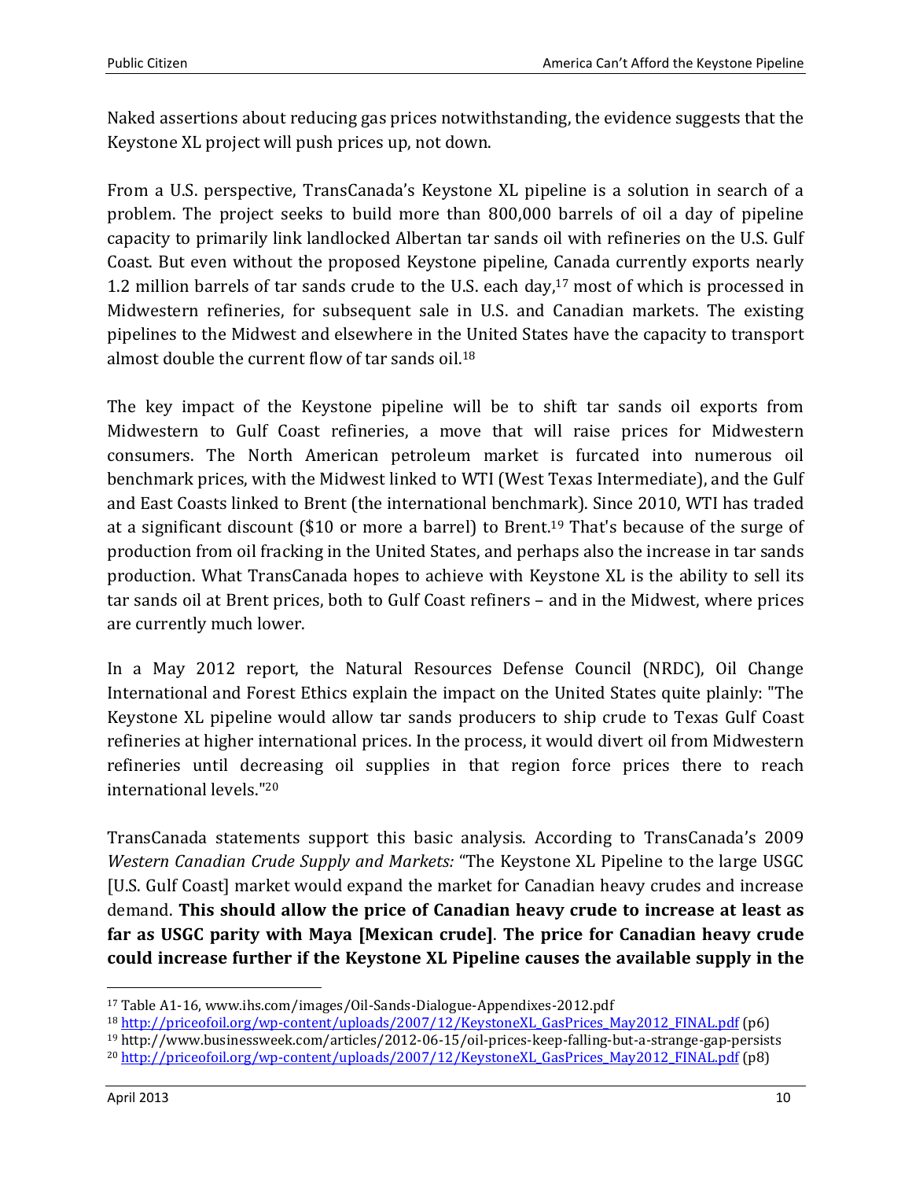Naked assertions about reducing gas prices notwithstanding, the evidence suggests that the Keystone XL project will push prices up, not down.

From a U.S. perspective, TransCanada's Keystone XL pipeline is a solution in search of a problem. The project seeks to build more than 800,000 barrels of oil a day of pipeline capacity to primarily link landlocked Albertan tar sands oil with refineries on the U.S. Gulf Coast. But even without the proposed Keystone pipeline, Canada currently exports nearly 1.2 million barrels of tar sands crude to the U.S. each day,[17] most of which is processed in Midwestern refineries, for subsequent sale in U.S. and Canadian markets. The existing pipelines to the Midwest and elsewhere in the United States have the capacity to transport almost double the current flow of tar sands oil.[18]

The key impact of the Keystone pipeline will be to shift tar sands oil exports from Midwestern to Gulf Coast refineries, a move that will raise prices for Midwestern consumers. The North American petroleum market is furcated into numerous oil benchmark prices, with the Midwest linked to WTI (West Texas Intermediate), and the Gulf and East Coasts linked to Brent (the international benchmark). Since 2010, WTI has traded at a significant discount ($10 or more a barrel) to Brent.[19] That's because of the surge of production from oil fracking in the United States, and perhaps also the increase in tar sands production. What TransCanada hopes to achieve with Keystone XL is the ability to sell its tar sands oil at Brent prices, both to Gulf Coast refiners – and in the Midwest, where prices are currently much lower.

In a May 2012 report, the Natural Resources Defense Council (NRDC), Oil Change International and Forest Ethics explain the impact on the United States quite plainly: "The Keystone XL pipeline would allow tar sands producers to ship crude to Texas Gulf Coast refineries at higher international prices. In the process, it would divert oil from Midwestern refineries until decreasing oil supplies in that region force prices there to reach international levels."[20]

TransCanada statements support this basic analysis. According to TransCanada's 2009 *Western Canadian Crude Supply and Markets:* "The Keystone XL Pipeline to the large USGC [U.S. Gulf Coast] market would expand the market for Canadian heavy crudes and increase demand. **This should allow the price of Canadian heavy crude to increase at least as far as USGC parity with Maya [Mexican crude]**. **The price for Canadian heavy crude could increase further if the Keystone XL Pipeline causes the available supply in the**

---

[17] Table A1-16, www.ihs.com/images/Oil-Sands-Dialogue-Appendixes-2012.pdf

[18] http://priceofoil.org/wp-content/uploads/2007/12/KeystoneXL_GasPrices_May2012_FINAL.pdf (p6)

[19] http://www.businessweek.com/articles/2012-06-15/oil-prices-keep-falling-but-a-strange-gap-persists

[20] http://priceofoil.org/wp-content/uploads/2007/12/KeystoneXL_GasPrices_May2012_FINAL.pdf (p8)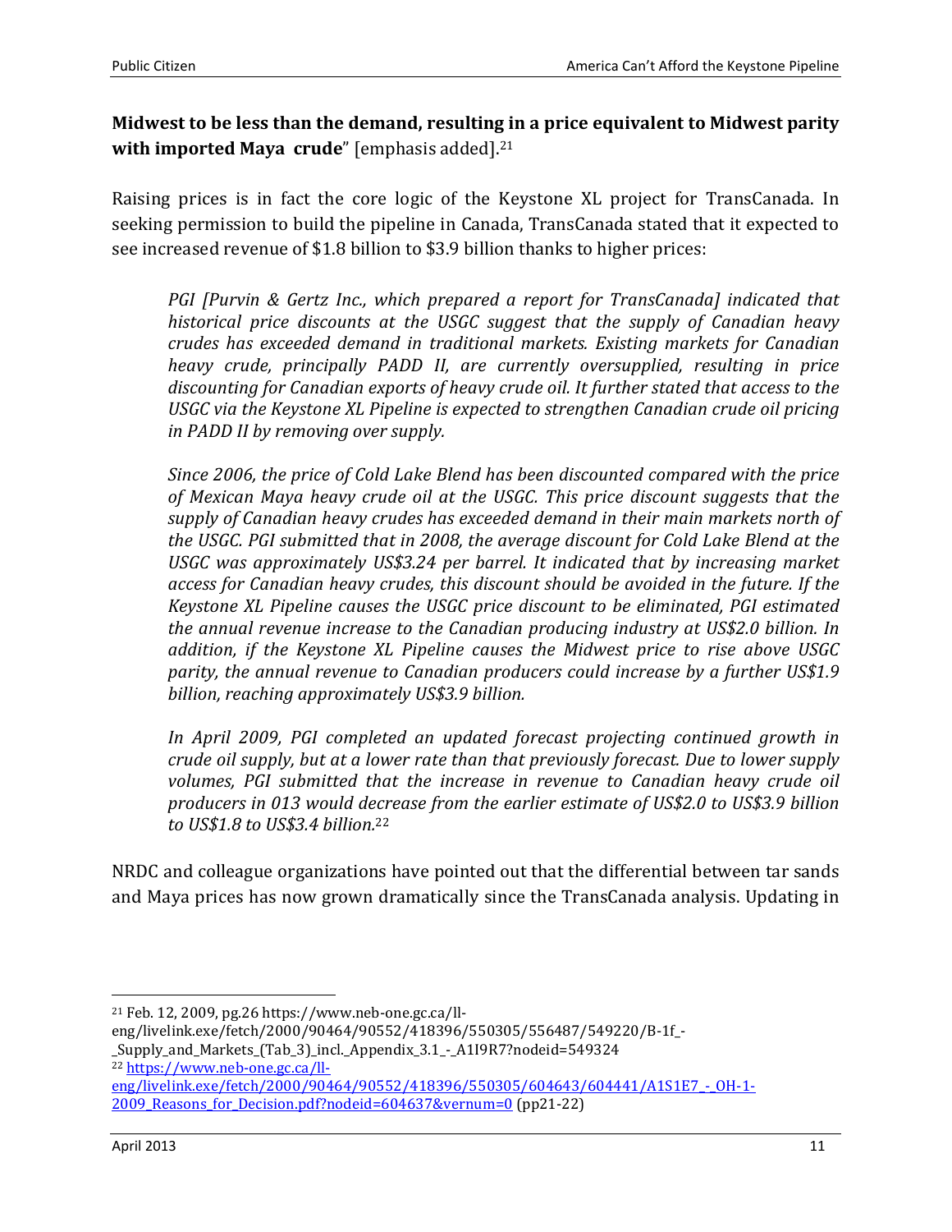**Midwest to be less than the demand, resulting in a price equivalent to Midwest parity with imported Maya crude**" [emphasis added].[21]

Raising prices is in fact the core logic of the Keystone XL project for TransCanada. In seeking permission to build the pipeline in Canada, TransCanada stated that it expected to see increased revenue of $1.8 billion to $3.9 billion thanks to higher prices:

> *PGI [Purvin & Gertz Inc., which prepared a report for TransCanada] indicated that historical price discounts at the USGC suggest that the supply of Canadian heavy crudes has exceeded demand in traditional markets. Existing markets for Canadian heavy crude, principally PADD II, are currently oversupplied, resulting in price discounting for Canadian exports of heavy crude oil. It further stated that access to the USGC via the Keystone XL Pipeline is expected to strengthen Canadian crude oil pricing in PADD II by removing over supply.*
>
> *Since 2006, the price of Cold Lake Blend has been discounted compared with the price of Mexican Maya heavy crude oil at the USGC. This price discount suggests that the supply of Canadian heavy crudes has exceeded demand in their main markets north of the USGC. PGI submitted that in 2008, the average discount for Cold Lake Blend at the USGC was approximately US$3.24 per barrel. It indicated that by increasing market access for Canadian heavy crudes, this discount should be avoided in the future. If the Keystone XL Pipeline causes the USGC price discount to be eliminated, PGI estimated the annual revenue increase to the Canadian producing industry at US$2.0 billion. In addition, if the Keystone XL Pipeline causes the Midwest price to rise above USGC parity, the annual revenue to Canadian producers could increase by a further US$1.9 billion, reaching approximately US$3.9 billion.*
>
> *In April 2009, PGI completed an updated forecast projecting continued growth in crude oil supply, but at a lower rate than that previously forecast. Due to lower supply volumes, PGI submitted that the increase in revenue to Canadian heavy crude oil producers in 013 would decrease from the earlier estimate of US$2.0 to US$3.9 billion to US$1.8 to US$3.4 billion.*[22]

NRDC and colleague organizations have pointed out that the differential between tar sands and Maya prices has now grown dramatically since the TransCanada analysis. Updating in

---

[21] Feb. 12, 2009, pg.26 https://www.neb-one.gc.ca/ll-eng/livelink.exe/fetch/2000/90464/90552/418396/550305/556487/549220/B-1f_-_Supply_and_Markets_(Tab_3)_incl._Appendix_3.1_-_A1I9R7?nodeid=549324

[22] https://www.neb-one.gc.ca/ll-eng/livelink.exe/fetch/2000/90464/90552/418396/550305/604643/604441/A1S1E7_-_OH-1-2009_Reasons_for_Decision.pdf?nodeid=604637&vernum=0 (pp21-22)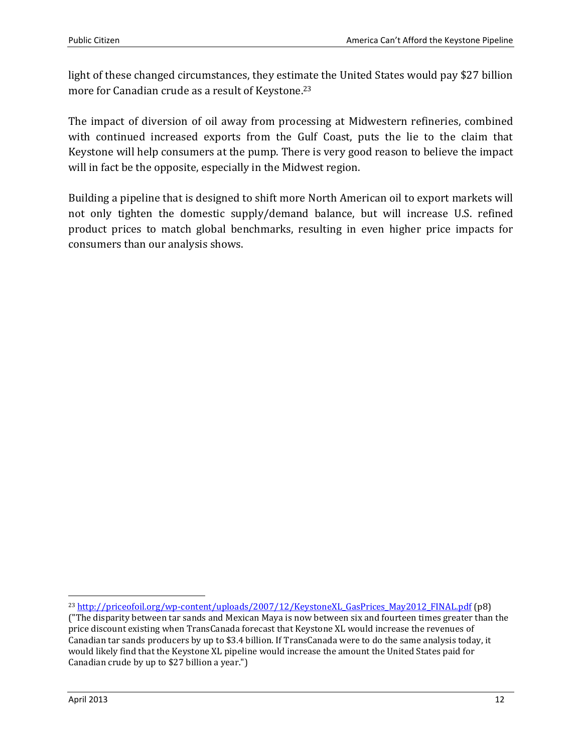light of these changed circumstances, they estimate the United States would pay $27 billion more for Canadian crude as a result of Keystone.[23]

The impact of diversion of oil away from processing at Midwestern refineries, combined with continued increased exports from the Gulf Coast, puts the lie to the claim that Keystone will help consumers at the pump. There is very good reason to believe the impact will in fact be the opposite, especially in the Midwest region.

Building a pipeline that is designed to shift more North American oil to export markets will not only tighten the domestic supply/demand balance, but will increase U.S. refined product prices to match global benchmarks, resulting in even higher price impacts for consumers than our analysis shows.

---

[23] http://priceofoil.org/wp-content/uploads/2007/12/KeystoneXL_GasPrices_May2012_FINAL.pdf (p8) ("The disparity between tar sands and Mexican Maya is now between six and fourteen times greater than the price discount existing when TransCanada forecast that Keystone XL would increase the revenues of Canadian tar sands producers by up to $3.4 billion. If TransCanada were to do the same analysis today, it would likely find that the Keystone XL pipeline would increase the amount the United States paid for Canadian crude by up to $27 billion a year.")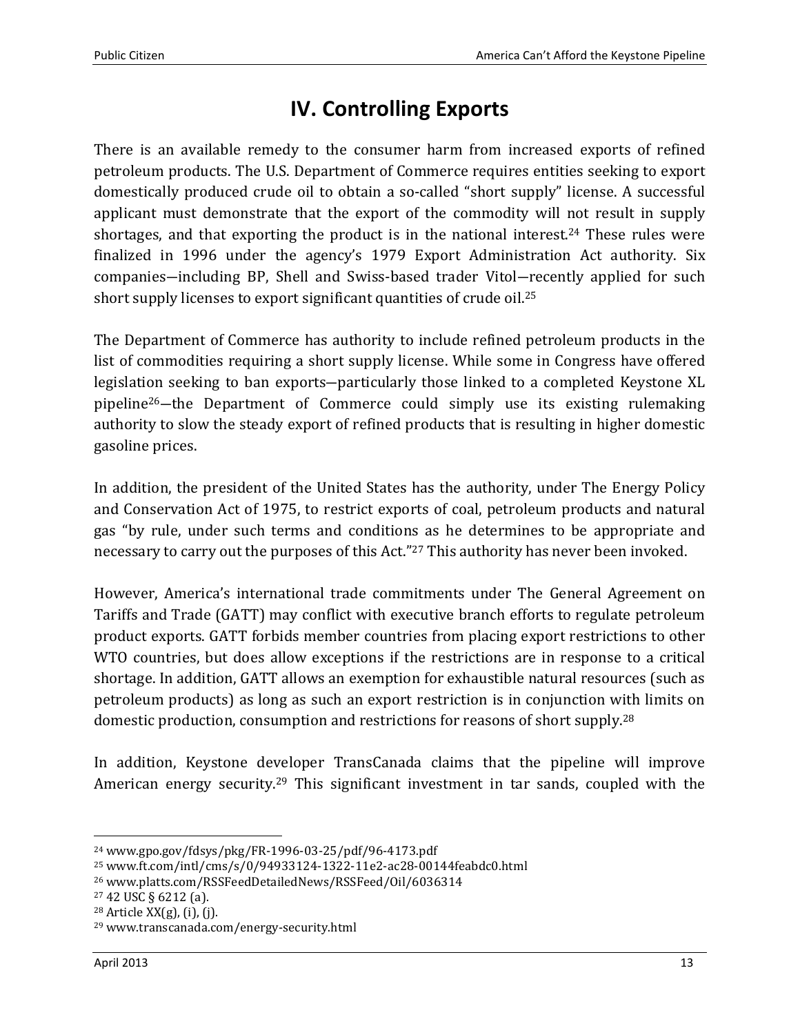# IV. Controlling Exports

There is an available remedy to the consumer harm from increased exports of refined petroleum products. The U.S. Department of Commerce requires entities seeking to export domestically produced crude oil to obtain a so-called "short supply" license. A successful applicant must demonstrate that the export of the commodity will not result in supply shortages, and that exporting the product is in the national interest.[24] These rules were finalized in 1996 under the agency's 1979 Export Administration Act authority. Six companies—including BP, Shell and Swiss-based trader Vitol—recently applied for such short supply licenses to export significant quantities of crude oil.[25]

The Department of Commerce has authority to include refined petroleum products in the list of commodities requiring a short supply license. While some in Congress have offered legislation seeking to ban exports—particularly those linked to a completed Keystone XL pipeline[26]—the Department of Commerce could simply use its existing rulemaking authority to slow the steady export of refined products that is resulting in higher domestic gasoline prices.

In addition, the president of the United States has the authority, under The Energy Policy and Conservation Act of 1975, to restrict exports of coal, petroleum products and natural gas "by rule, under such terms and conditions as he determines to be appropriate and necessary to carry out the purposes of this Act."[27] This authority has never been invoked.

However, America's international trade commitments under The General Agreement on Tariffs and Trade (GATT) may conflict with executive branch efforts to regulate petroleum product exports. GATT forbids member countries from placing export restrictions to other WTO countries, but does allow exceptions if the restrictions are in response to a critical shortage. In addition, GATT allows an exemption for exhaustible natural resources (such as petroleum products) as long as such an export restriction is in conjunction with limits on domestic production, consumption and restrictions for reasons of short supply.[28]

In addition, Keystone developer TransCanada claims that the pipeline will improve American energy security.[29] This significant investment in tar sands, coupled with the

---

[24] www.gpo.gov/fdsys/pkg/FR-1996-03-25/pdf/96-4173.pdf

[25] www.ft.com/intl/cms/s/0/94933124-1322-11e2-ac28-00144feabdc0.html

[26] www.platts.com/RSSFeedDetailedNews/RSSFeed/Oil/6036314

[27] 42 USC § 6212 (a).

[28] Article XX(g), (i), (j).

[29] www.transcanada.com/energy-security.html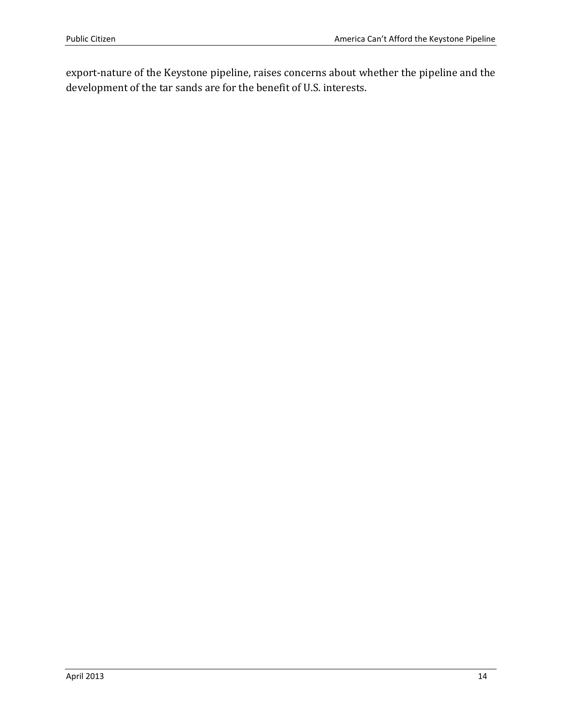export-nature of the Keystone pipeline, raises concerns about whether the pipeline and the development of the tar sands are for the benefit of U.S. interests.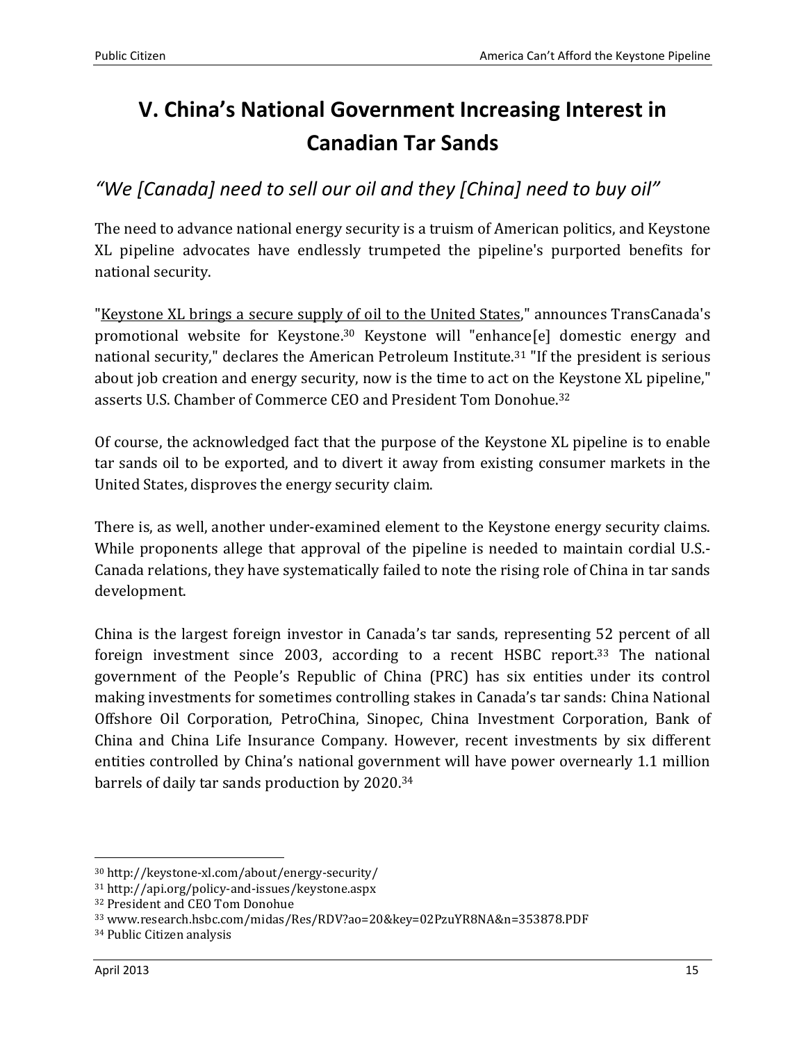# V. China's National Government Increasing Interest in Canadian Tar Sands

## *"We [Canada] need to sell our oil and they [China] need to buy oil"*

The need to advance national energy security is a truism of American politics, and Keystone XL pipeline advocates have endlessly trumpeted the pipeline's purported benefits for national security.

"Keystone XL brings a secure supply of oil to the United States," announces TransCanada's promotional website for Keystone.[30] Keystone will "enhance[e] domestic energy and national security," declares the American Petroleum Institute.[31] "If the president is serious about job creation and energy security, now is the time to act on the Keystone XL pipeline," asserts U.S. Chamber of Commerce CEO and President Tom Donohue.[32]

Of course, the acknowledged fact that the purpose of the Keystone XL pipeline is to enable tar sands oil to be exported, and to divert it away from existing consumer markets in the United States, disproves the energy security claim.

There is, as well, another under-examined element to the Keystone energy security claims. While proponents allege that approval of the pipeline is needed to maintain cordial U.S.-Canada relations, they have systematically failed to note the rising role of China in tar sands development.

China is the largest foreign investor in Canada's tar sands, representing 52 percent of all foreign investment since 2003, according to a recent HSBC report.[33] The national government of the People's Republic of China (PRC) has six entities under its control making investments for sometimes controlling stakes in Canada's tar sands: China National Offshore Oil Corporation, PetroChina, Sinopec, China Investment Corporation, Bank of China and China Life Insurance Company. However, recent investments by six different entities controlled by China's national government will have power overnearly 1.1 million barrels of daily tar sands production by 2020.[34]

---

[30] http://keystone-xl.com/about/energy-security/
[31] http://api.org/policy-and-issues/keystone.aspx
[32] President and CEO Tom Donohue
[33] www.research.hsbc.com/midas/Res/RDV?ao=20&key=02PzuYR8NA&n=353878.PDF
[34] Public Citizen analysis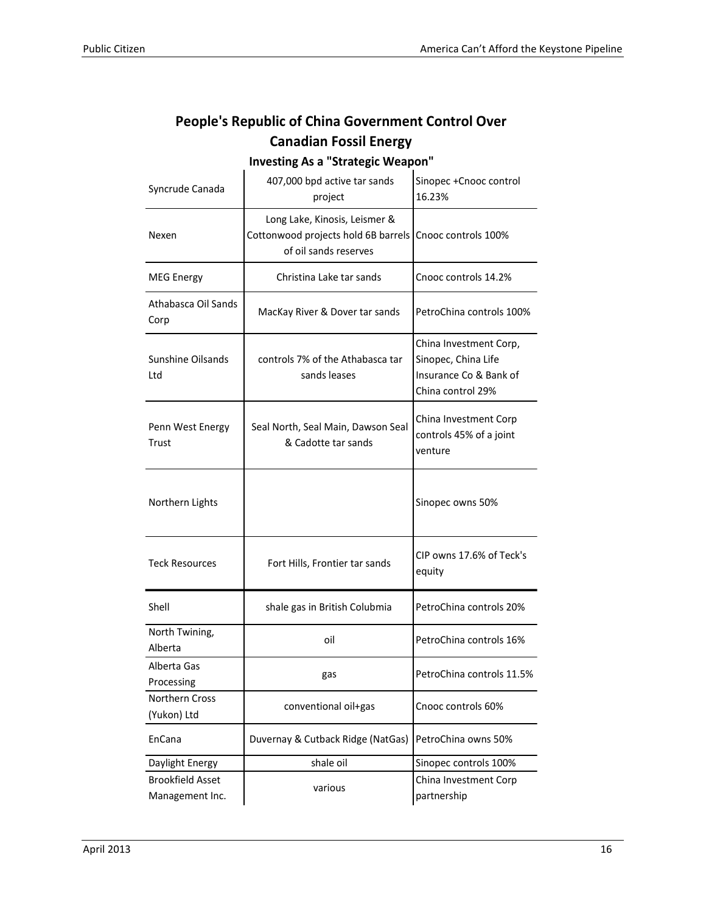## People's Republic of China Government Control Over Canadian Fossil Energy

### Investing As a "Strategic Weapon"

| | | |
|---|---|---|
| Syncrude Canada | 407,000 bpd active tar sands project | Sinopec +Cnooc control 16.23% |
| Nexen | Long Lake, Kinosis, Leismer & Cottonwood projects hold 6B barrels of oil sands reserves | Cnooc controls 100% |
| MEG Energy | Christina Lake tar sands | Cnooc controls 14.2% |
| Athabasca Oil Sands Corp | MacKay River & Dover tar sands | PetroChina controls 100% |
| Sunshine Oilsands Ltd | controls 7% of the Athabasca tar sands leases | China Investment Corp, Sinopec, China Life Insurance Co & Bank of China control 29% |
| Penn West Energy Trust | Seal North, Seal Main, Dawson Seal & Cadotte tar sands | China Investment Corp controls 45% of a joint venture |
| Northern Lights | | Sinopec owns 50% |
| Teck Resources | Fort Hills, Frontier tar sands | CIP owns 17.6% of Teck's equity |
| Shell | shale gas in British Colubmia | PetroChina controls 20% |
| North Twining, Alberta | oil | PetroChina controls 16% |
| Alberta Gas Processing | gas | PetroChina controls 11.5% |
| Northern Cross (Yukon) Ltd | conventional oil+gas | Cnooc controls 60% |
| EnCana | Duvernay & Cutback Ridge (NatGas) | PetroChina owns 50% |
| Daylight Energy | shale oil | Sinopec controls 100% |
| Brookfield Asset Management Inc. | various | China Investment Corp partnership |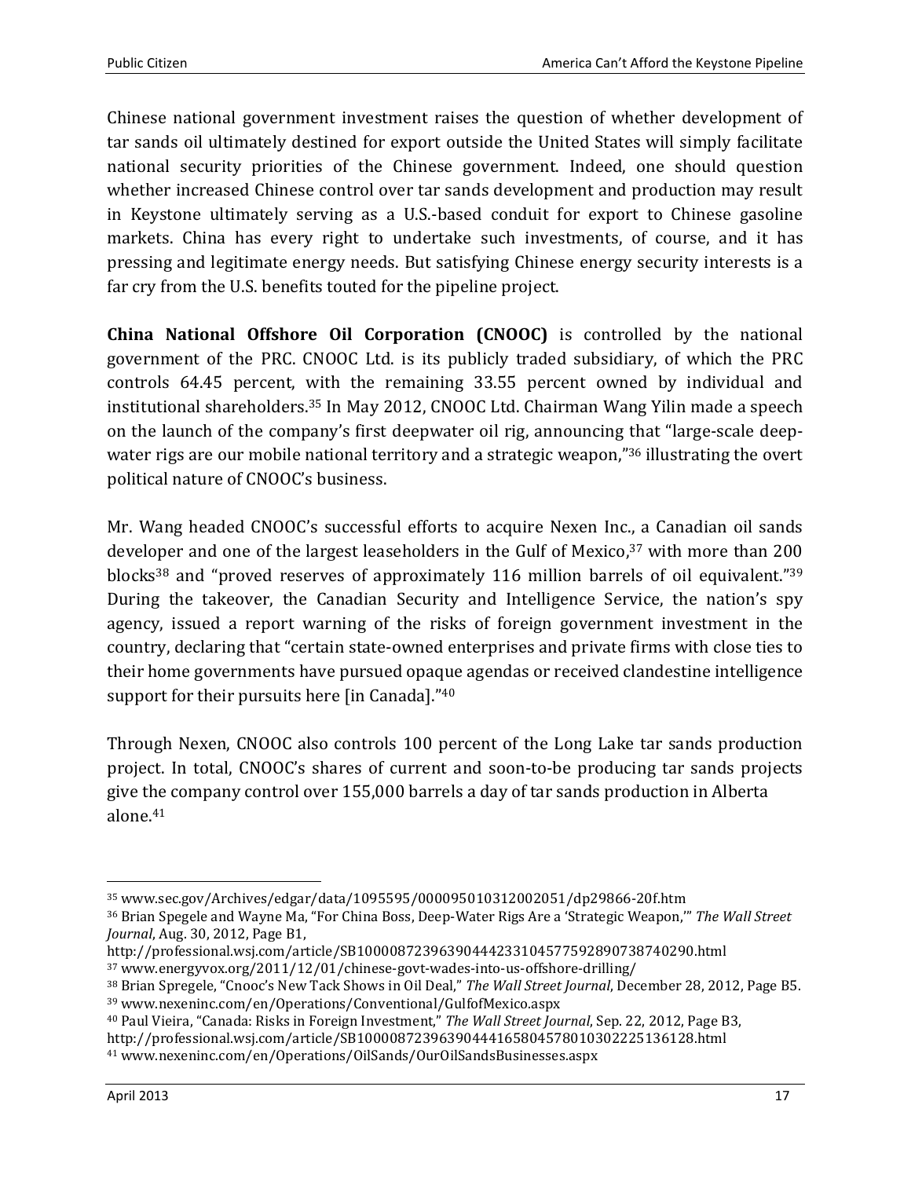Chinese national government investment raises the question of whether development of tar sands oil ultimately destined for export outside the United States will simply facilitate national security priorities of the Chinese government. Indeed, one should question whether increased Chinese control over tar sands development and production may result in Keystone ultimately serving as a U.S.-based conduit for export to Chinese gasoline markets. China has every right to undertake such investments, of course, and it has pressing and legitimate energy needs. But satisfying Chinese energy security interests is a far cry from the U.S. benefits touted for the pipeline project.

**China National Offshore Oil Corporation (CNOOC)** is controlled by the national government of the PRC. CNOOC Ltd. is its publicly traded subsidiary, of which the PRC controls 64.45 percent, with the remaining 33.55 percent owned by individual and institutional shareholders.[35] In May 2012, CNOOC Ltd. Chairman Wang Yilin made a speech on the launch of the company's first deepwater oil rig, announcing that "large-scale deep-water rigs are our mobile national territory and a strategic weapon,"[36] illustrating the overt political nature of CNOOC's business.

Mr. Wang headed CNOOC's successful efforts to acquire Nexen Inc., a Canadian oil sands developer and one of the largest leaseholders in the Gulf of Mexico,[37] with more than 200 blocks[38] and "proved reserves of approximately 116 million barrels of oil equivalent."[39] During the takeover, the Canadian Security and Intelligence Service, the nation's spy agency, issued a report warning of the risks of foreign government investment in the country, declaring that "certain state-owned enterprises and private firms with close ties to their home governments have pursued opaque agendas or received clandestine intelligence support for their pursuits here [in Canada]."[40]

Through Nexen, CNOOC also controls 100 percent of the Long Lake tar sands production project. In total, CNOOC's shares of current and soon-to-be producing tar sands projects give the company control over 155,000 barrels a day of tar sands production in Alberta alone.[41]

---

[35] www.sec.gov/Archives/edgar/data/1095595/000095010312002051/dp29866-20f.htm

[36] Brian Spegele and Wayne Ma, "For China Boss, Deep-Water Rigs Are a 'Strategic Weapon,'" *The Wall Street Journal*, Aug. 30, 2012, Page B1, http://professional.wsj.com/article/SB10000872396390444233104577592890738740290.html

[37] www.energyvox.org/2011/12/01/chinese-govt-wades-into-us-offshore-drilling/

[38] Brian Spregele, "Cnooc's New Tack Shows in Oil Deal," *The Wall Street Journal*, December 28, 2012, Page B5.

[39] www.nexeninc.com/en/Operations/Conventional/GulfofMexico.aspx

[40] Paul Vieira, "Canada: Risks in Foreign Investment," *The Wall Street Journal*, Sep. 22, 2012, Page B3, http://professional.wsj.com/article/SB10000872396390444165804578010302225136128.html

[41] www.nexeninc.com/en/Operations/OilSands/OurOilSandsBusinesses.aspx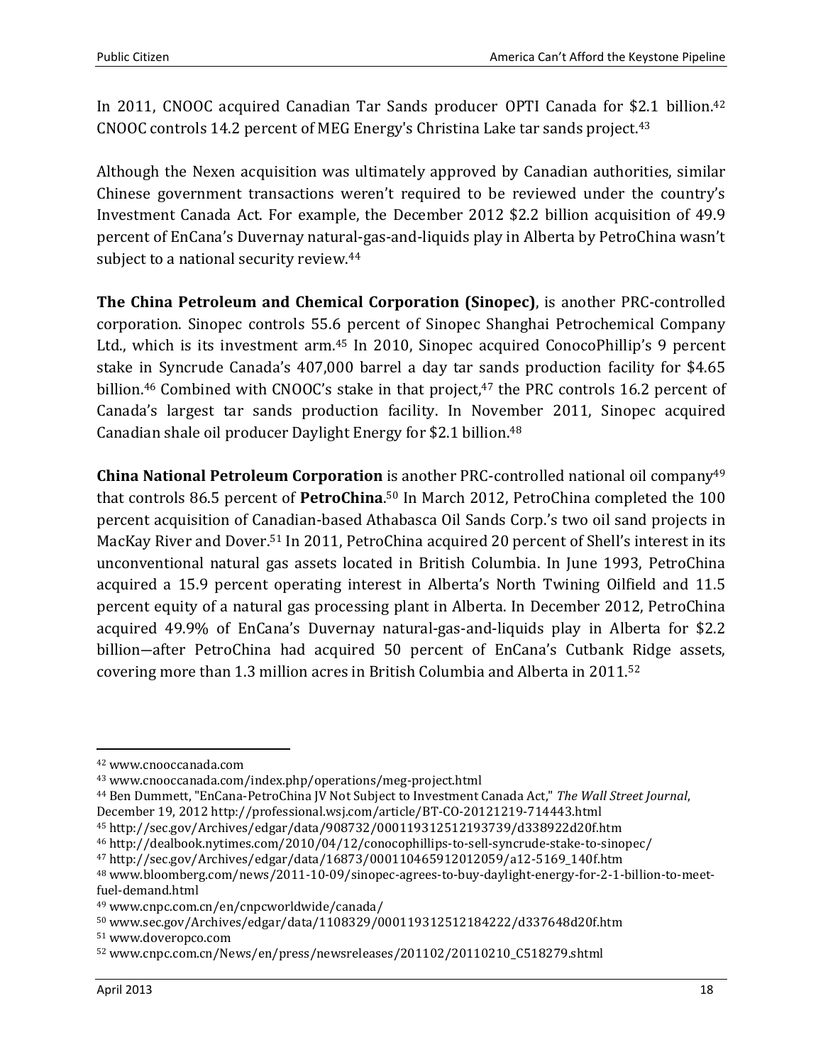In 2011, CNOOC acquired Canadian Tar Sands producer OPTI Canada for $2.1 billion.[42] CNOOC controls 14.2 percent of MEG Energy's Christina Lake tar sands project.[43]

Although the Nexen acquisition was ultimately approved by Canadian authorities, similar Chinese government transactions weren't required to be reviewed under the country's Investment Canada Act. For example, the December 2012 $2.2 billion acquisition of 49.9 percent of EnCana's Duvernay natural-gas-and-liquids play in Alberta by PetroChina wasn't subject to a national security review.[44]

**The China Petroleum and Chemical Corporation (Sinopec)**, is another PRC-controlled corporation. Sinopec controls 55.6 percent of Sinopec Shanghai Petrochemical Company Ltd., which is its investment arm.[45] In 2010, Sinopec acquired ConocoPhillip's 9 percent stake in Syncrude Canada's 407,000 barrel a day tar sands production facility for $4.65 billion.[46] Combined with CNOOC's stake in that project,[47] the PRC controls 16.2 percent of Canada's largest tar sands production facility. In November 2011, Sinopec acquired Canadian shale oil producer Daylight Energy for $2.1 billion.[48]

**China National Petroleum Corporation** is another PRC-controlled national oil company[49] that controls 86.5 percent of **PetroChina**.[50] In March 2012, PetroChina completed the 100 percent acquisition of Canadian-based Athabasca Oil Sands Corp.'s two oil sand projects in MacKay River and Dover.[51] In 2011, PetroChina acquired 20 percent of Shell's interest in its unconventional natural gas assets located in British Columbia. In June 1993, PetroChina acquired a 15.9 percent operating interest in Alberta's North Twining Oilfield and 11.5 percent equity of a natural gas processing plant in Alberta. In December 2012, PetroChina acquired 49.9% of EnCana's Duvernay natural-gas-and-liquids play in Alberta for $2.2 billion—after PetroChina had acquired 50 percent of EnCana's Cutbank Ridge assets, covering more than 1.3 million acres in British Columbia and Alberta in 2011.[52]

---

[42] www.cnooccanada.com

[43] www.cnooccanada.com/index.php/operations/meg-project.html

[44] Ben Dummett, "EnCana-PetroChina JV Not Subject to Investment Canada Act," *The Wall Street Journal*, December 19, 2012 http://professional.wsj.com/article/BT-CO-20121219-714443.html

[45] http://sec.gov/Archives/edgar/data/908732/000119312512193739/d338922d20f.htm

[46] http://dealbook.nytimes.com/2010/04/12/conocophillips-to-sell-syncrude-stake-to-sinopec/

[47] http://sec.gov/Archives/edgar/data/16873/000110465912012059/a12-5169_140f.htm

[48] www.bloomberg.com/news/2011-10-09/sinopec-agrees-to-buy-daylight-energy-for-2-1-billion-to-meet-fuel-demand.html

[49] www.cnpc.com.cn/en/cnpcworldwide/canada/

[50] www.sec.gov/Archives/edgar/data/1108329/000119312512184222/d337648d20f.htm

[51] www.doveropco.com

[52] www.cnpc.com.cn/News/en/press/newsreleases/201102/20110210_C518279.shtml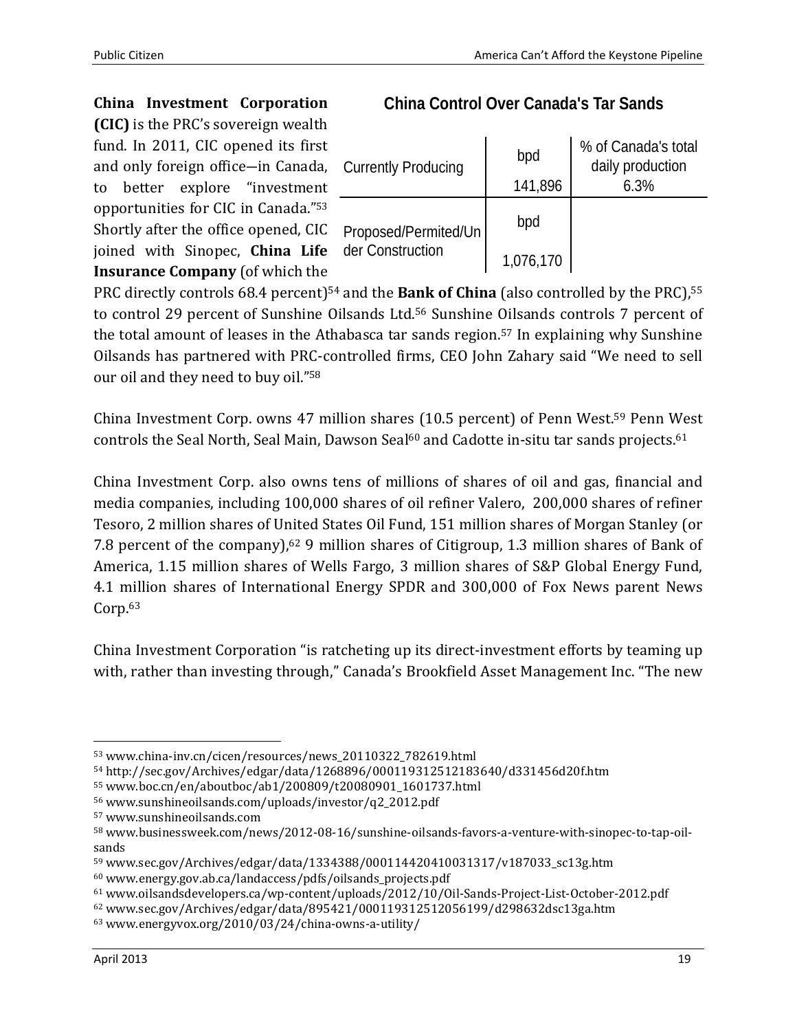**China Investment Corporation (CIC)** is the PRC's sovereign wealth fund. In 2011, CIC opened its first and only foreign office—in Canada, to better explore "investment opportunities for CIC in Canada."[53] Shortly after the office opened, CIC joined with Sinopec, **China Life Insurance Company** (of which the PRC directly controls 68.4 percent)[54] and the **Bank of China** (also controlled by the PRC),[55] to control 29 percent of Sunshine Oilsands Ltd.[56] Sunshine Oilsands controls 7 percent of the total amount of leases in the Athabasca tar sands region.[57] In explaining why Sunshine Oilsands has partnered with PRC-controlled firms, CEO John Zahary said "We need to sell our oil and they need to buy oil."[58]

**China Control Over Canada's Tar Sands**

| | bpd | % of Canada's total daily production |
|---|---|---|
| Currently Producing | 141,896 | 6.3% |
| Proposed/Permited/Under Construction | 1,076,170 | |

China Investment Corp. owns 47 million shares (10.5 percent) of Penn West.[59] Penn West controls the Seal North, Seal Main, Dawson Seal[60] and Cadotte in-situ tar sands projects.[61]

China Investment Corp. also owns tens of millions of shares of oil and gas, financial and media companies, including 100,000 shares of oil refiner Valero, 200,000 shares of refiner Tesoro, 2 million shares of United States Oil Fund, 151 million shares of Morgan Stanley (or 7.8 percent of the company),[62] 9 million shares of Citigroup, 1.3 million shares of Bank of America, 1.15 million shares of Wells Fargo, 3 million shares of S&P Global Energy Fund, 4.1 million shares of International Energy SPDR and 300,000 of Fox News parent News Corp.[63]

China Investment Corporation "is ratcheting up its direct-investment efforts by teaming up with, rather than investing through," Canada's Brookfield Asset Management Inc. "The new

---

[53] www.china-inv.cn/cicen/resources/news_20110322_782619.html
[54] http://sec.gov/Archives/edgar/data/1268896/000119312512183640/d331456d20f.htm
[55] www.boc.cn/en/aboutboc/ab1/200809/t20080901_1601737.html
[56] www.sunshineoilsands.com/uploads/investor/q2_2012.pdf
[57] www.sunshineoilsands.com
[58] www.businessweek.com/news/2012-08-16/sunshine-oilsands-favors-a-venture-with-sinopec-to-tap-oil-sands
[59] www.sec.gov/Archives/edgar/data/1334388/000114420410031317/v187033_sc13g.htm
[60] www.energy.gov.ab.ca/landaccess/pdfs/oilsands_projects.pdf
[61] www.oilsandsdevelopers.ca/wp-content/uploads/2012/10/Oil-Sands-Project-List-October-2012.pdf
[62] www.sec.gov/Archives/edgar/data/895421/000119312512056199/d298632dsc13ga.htm
[63] www.energyvox.org/2010/03/24/china-owns-a-utility/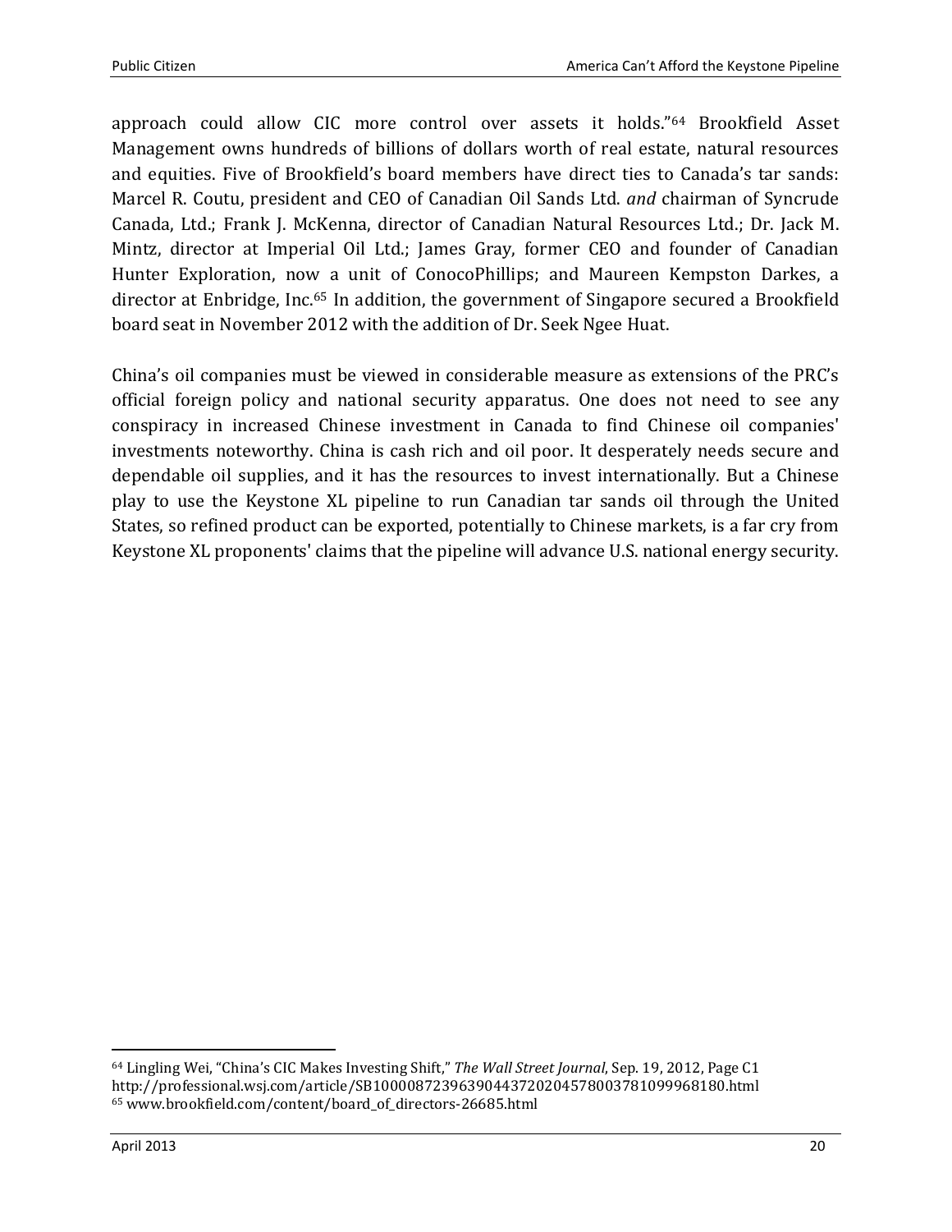approach could allow CIC more control over assets it holds."[64] Brookfield Asset Management owns hundreds of billions of dollars worth of real estate, natural resources and equities. Five of Brookfield's board members have direct ties to Canada's tar sands: Marcel R. Coutu, president and CEO of Canadian Oil Sands Ltd. *and* chairman of Syncrude Canada, Ltd.; Frank J. McKenna, director of Canadian Natural Resources Ltd.; Dr. Jack M. Mintz, director at Imperial Oil Ltd.; James Gray, former CEO and founder of Canadian Hunter Exploration, now a unit of ConocoPhillips; and Maureen Kempston Darkes, a director at Enbridge, Inc.[65] In addition, the government of Singapore secured a Brookfield board seat in November 2012 with the addition of Dr. Seek Ngee Huat.

China's oil companies must be viewed in considerable measure as extensions of the PRC's official foreign policy and national security apparatus. One does not need to see any conspiracy in increased Chinese investment in Canada to find Chinese oil companies' investments noteworthy. China is cash rich and oil poor. It desperately needs secure and dependable oil supplies, and it has the resources to invest internationally. But a Chinese play to use the Keystone XL pipeline to run Canadian tar sands oil through the United States, so refined product can be exported, potentially to Chinese markets, is a far cry from Keystone XL proponents' claims that the pipeline will advance U.S. national energy security.

---

[64] Lingling Wei, "China's CIC Makes Investing Shift," *The Wall Street Journal*, Sep. 19, 2012, Page C1 http://professional.wsj.com/article/SB10000872396390443720204578003781099968180.html

[65] www.brookfield.com/content/board_of_directors-26685.html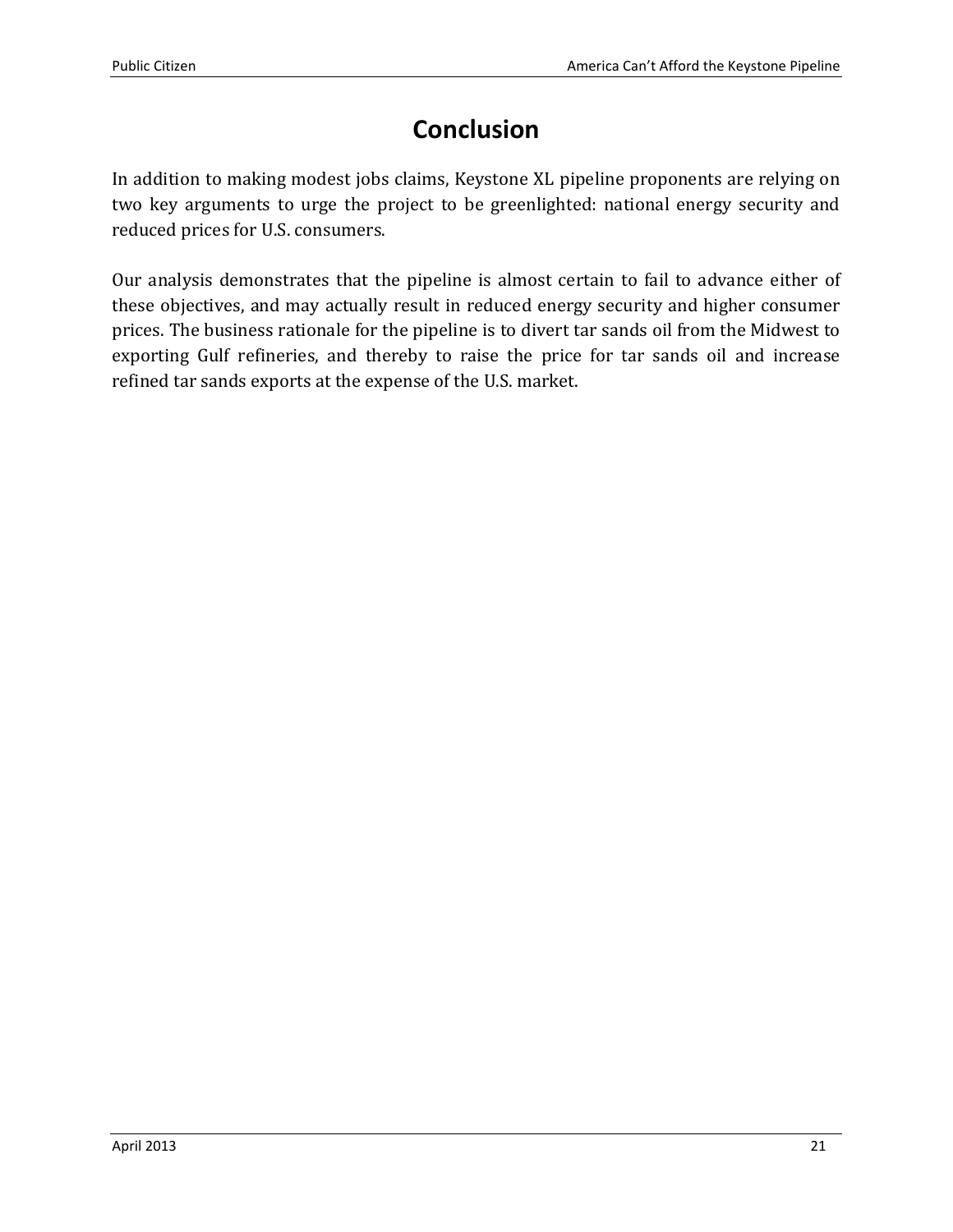# Conclusion

In addition to making modest jobs claims, Keystone XL pipeline proponents are relying on two key arguments to urge the project to be greenlighted: national energy security and reduced prices for U.S. consumers.

Our analysis demonstrates that the pipeline is almost certain to fail to advance either of these objectives, and may actually result in reduced energy security and higher consumer prices. The business rationale for the pipeline is to divert tar sands oil from the Midwest to exporting Gulf refineries, and thereby to raise the price for tar sands oil and increase refined tar sands exports at the expense of the U.S. market.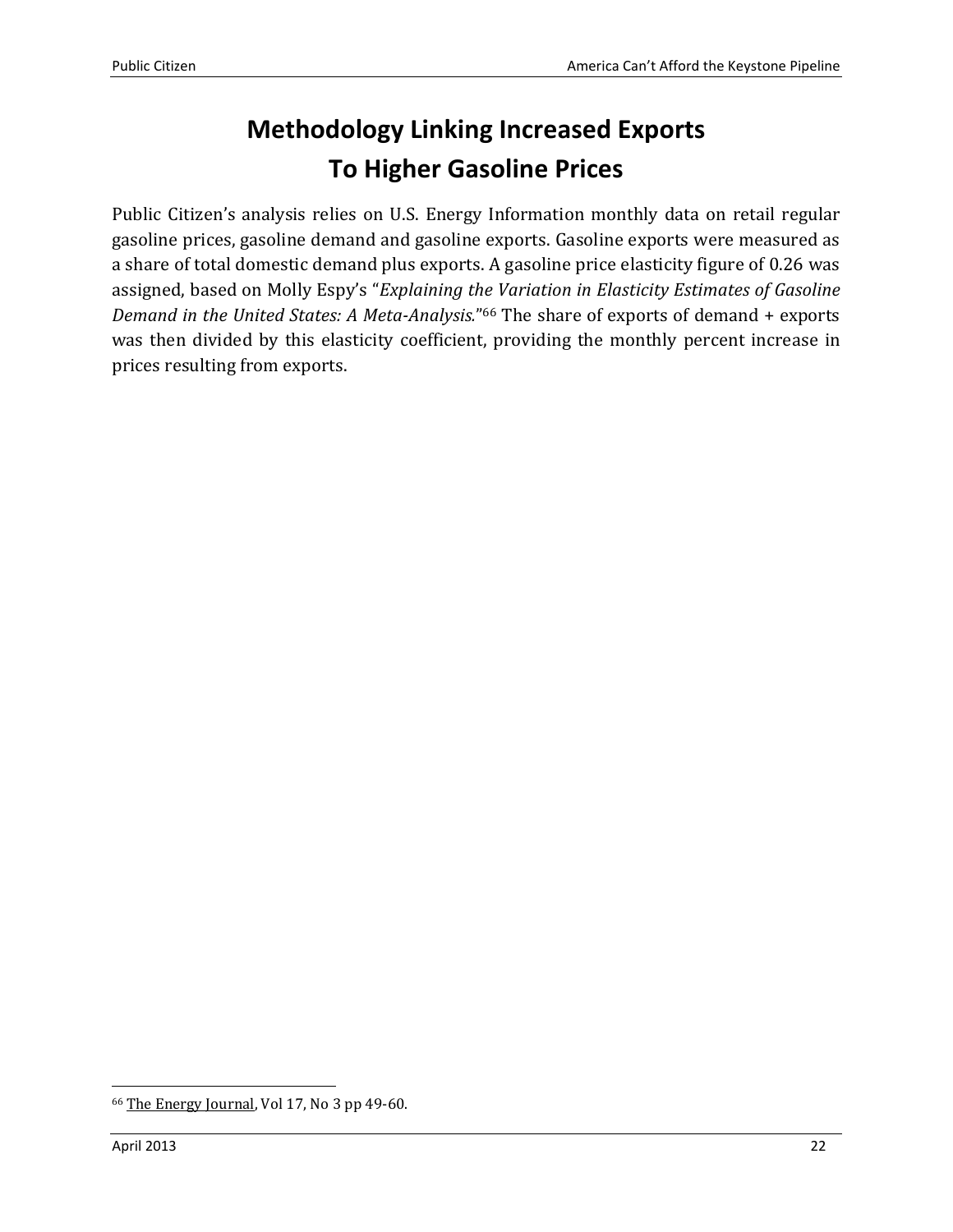# Methodology Linking Increased Exports To Higher Gasoline Prices

Public Citizen's analysis relies on U.S. Energy Information monthly data on retail regular gasoline prices, gasoline demand and gasoline exports. Gasoline exports were measured as a share of total domestic demand plus exports. A gasoline price elasticity figure of 0.26 was assigned, based on Molly Espy's "*Explaining the Variation in Elasticity Estimates of Gasoline Demand in the United States: A Meta-Analysis.*"[66] The share of exports of demand + exports was then divided by this elasticity coefficient, providing the monthly percent increase in prices resulting from exports.

[66] The Energy Journal, Vol 17, No 3 pp 49-60.